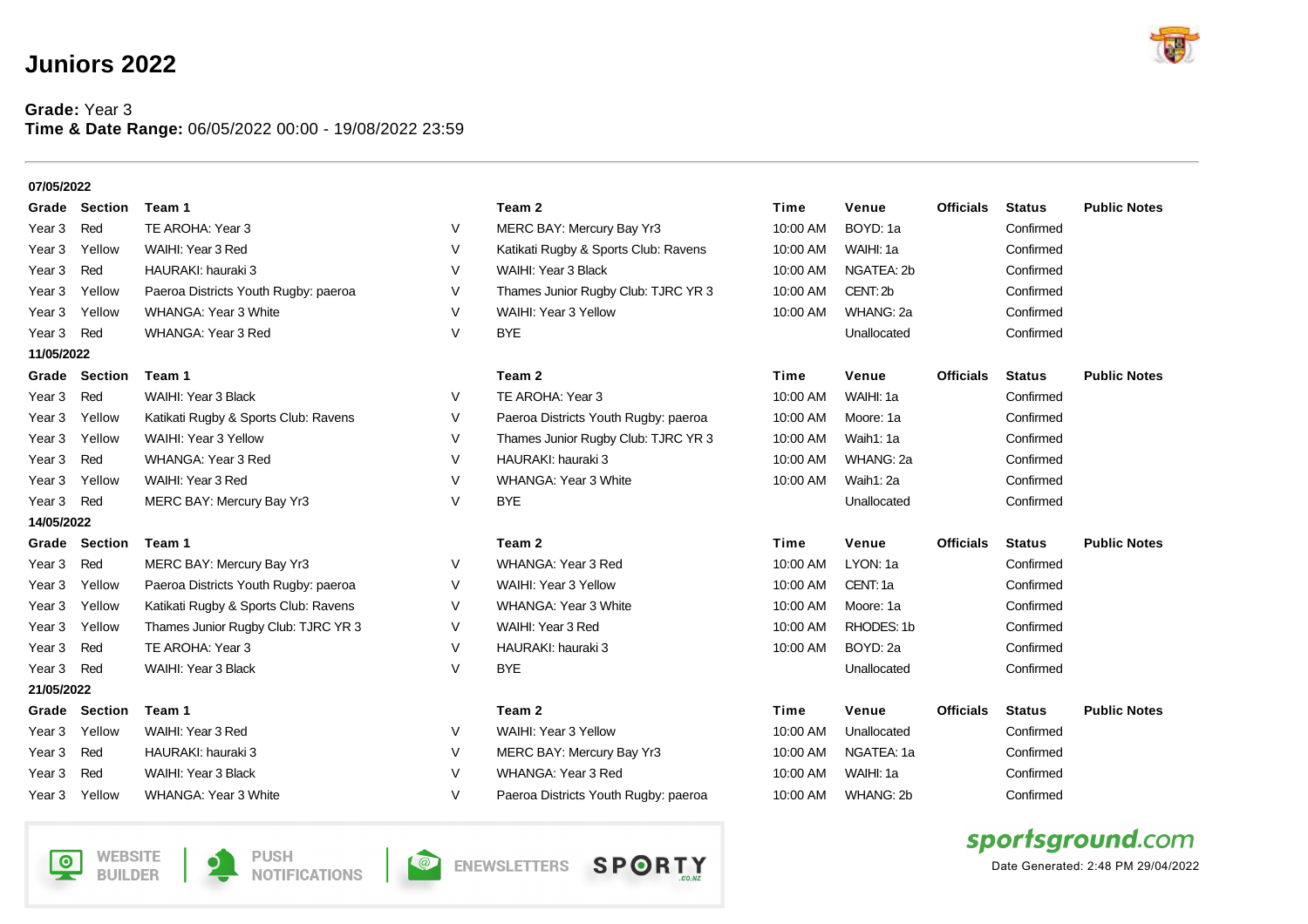# Juniors 2022

**Grade:** Year 3
**Time & Date Range:** 06/05/2022 00:00 - 19/08/2022 23:59

**07/05/2022**

| Grade | Section | Team 1 | | Team 2 | Time | Venue | Officials | Status | Public Notes |
|---|---|---|---|---|---|---|---|---|---|
| Year 3 | Red | TE AROHA: Year 3 | V | MERC BAY: Mercury Bay Yr3 | 10:00 AM | BOYD: 1a | | Confirmed | |
| Year 3 | Yellow | WAIHI: Year 3 Red | V | Katikati Rugby & Sports Club: Ravens | 10:00 AM | WAIHI: 1a | | Confirmed | |
| Year 3 | Red | HAURAKI: hauraki 3 | V | WAIHI: Year 3 Black | 10:00 AM | NGATEA: 2b | | Confirmed | |
| Year 3 | Yellow | Paeroa Districts Youth Rugby: paeroa | V | Thames Junior Rugby Club: TJRC YR 3 | 10:00 AM | CENT: 2b | | Confirmed | |
| Year 3 | Yellow | WHANGA: Year 3 White | V | WAIHI: Year 3 Yellow | 10:00 AM | WHANG: 2a | | Confirmed | |
| Year 3 | Red | WHANGA: Year 3 Red | V | BYE | | Unallocated | | Confirmed | |

**11/05/2022**

| Grade | Section | Team 1 | | Team 2 | Time | Venue | Officials | Status | Public Notes |
|---|---|---|---|---|---|---|---|---|---|
| Year 3 | Red | WAIHI: Year 3 Black | V | TE AROHA: Year 3 | 10:00 AM | WAIHI: 1a | | Confirmed | |
| Year 3 | Yellow | Katikati Rugby & Sports Club: Ravens | V | Paeroa Districts Youth Rugby: paeroa | 10:00 AM | Moore: 1a | | Confirmed | |
| Year 3 | Yellow | WAIHI: Year 3 Yellow | V | Thames Junior Rugby Club: TJRC YR 3 | 10:00 AM | Waih1: 1a | | Confirmed | |
| Year 3 | Red | WHANGA: Year 3 Red | V | HAURAKI: hauraki 3 | 10:00 AM | WHANG: 2a | | Confirmed | |
| Year 3 | Yellow | WAIHI: Year 3 Red | V | WHANGA: Year 3 White | 10:00 AM | Waih1: 2a | | Confirmed | |
| Year 3 | Red | MERC BAY: Mercury Bay Yr3 | V | BYE | | Unallocated | | Confirmed | |

**14/05/2022**

| Grade | Section | Team 1 | | Team 2 | Time | Venue | Officials | Status | Public Notes |
|---|---|---|---|---|---|---|---|---|---|
| Year 3 | Red | MERC BAY: Mercury Bay Yr3 | V | WHANGA: Year 3 Red | 10:00 AM | LYON: 1a | | Confirmed | |
| Year 3 | Yellow | Paeroa Districts Youth Rugby: paeroa | V | WAIHI: Year 3 Yellow | 10:00 AM | CENT: 1a | | Confirmed | |
| Year 3 | Yellow | Katikati Rugby & Sports Club: Ravens | V | WHANGA: Year 3 White | 10:00 AM | Moore: 1a | | Confirmed | |
| Year 3 | Yellow | Thames Junior Rugby Club: TJRC YR 3 | V | WAIHI: Year 3 Red | 10:00 AM | RHODES: 1b | | Confirmed | |
| Year 3 | Red | TE AROHA: Year 3 | V | HAURAKI: hauraki 3 | 10:00 AM | BOYD: 2a | | Confirmed | |
| Year 3 | Red | WAIHI: Year 3 Black | V | BYE | | Unallocated | | Confirmed | |

**21/05/2022**

| Grade | Section | Team 1 | | Team 2 | Time | Venue | Officials | Status | Public Notes |
|---|---|---|---|---|---|---|---|---|---|
| Year 3 | Yellow | WAIHI: Year 3 Red | V | WAIHI: Year 3 Yellow | 10:00 AM | Unallocated | | Confirmed | |
| Year 3 | Red | HAURAKI: hauraki 3 | V | MERC BAY: Mercury Bay Yr3 | 10:00 AM | NGATEA: 1a | | Confirmed | |
| Year 3 | Red | WAIHI: Year 3 Black | V | WHANGA: Year 3 Red | 10:00 AM | WAIHI: 1a | | Confirmed | |
| Year 3 | Yellow | WHANGA: Year 3 White | V | Paeroa Districts Youth Rugby: paeroa | 10:00 AM | WHANG: 2b | | Confirmed | |

Date Generated: 2:48 PM 29/04/2022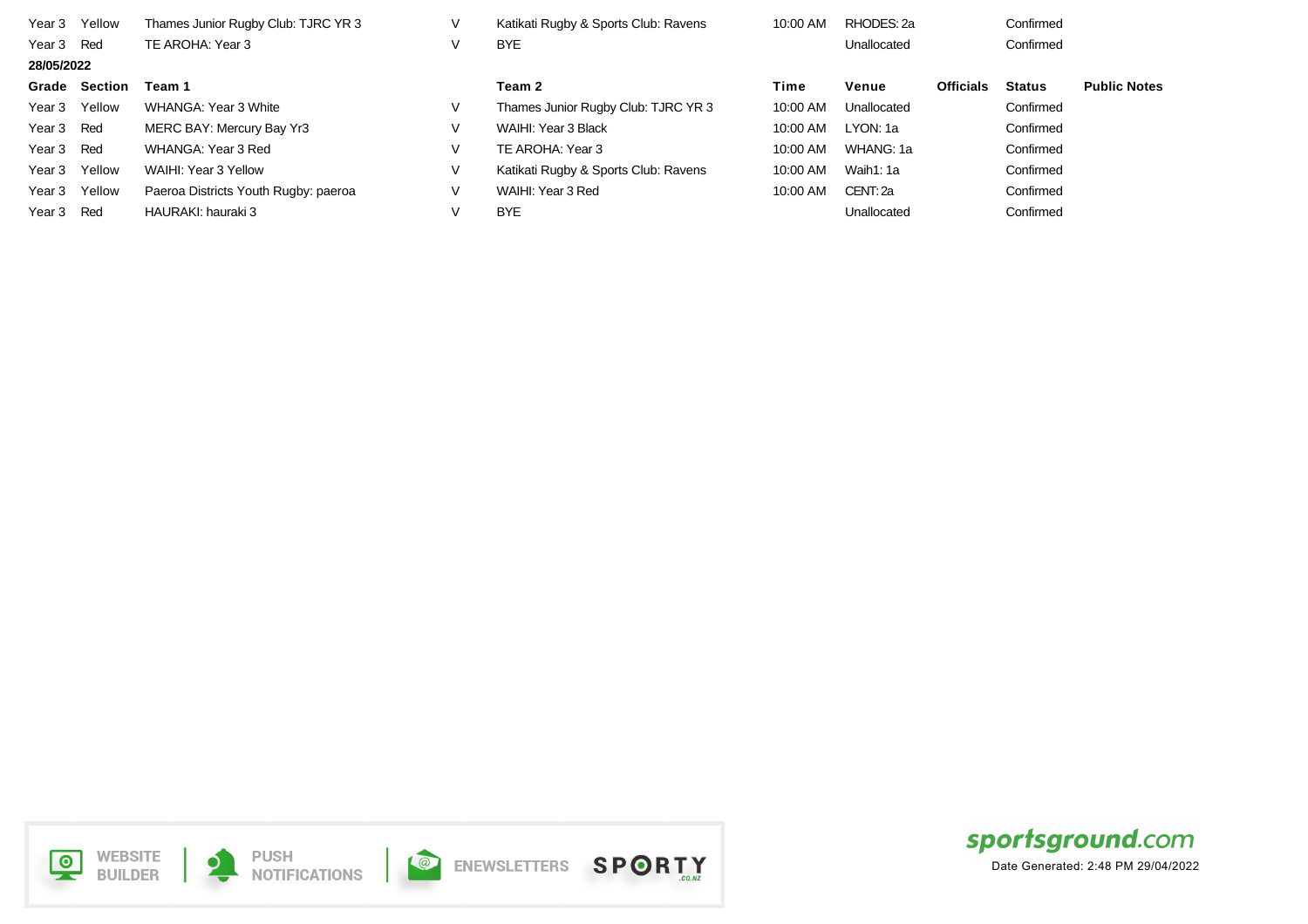| | | | | | | | | | |
|---|---|---|---|---|---|---|---|---|---|
| Year 3 | Yellow | Thames Junior Rugby Club: TJRC YR 3 | V | Katikati Rugby & Sports Club: Ravens | 10:00 AM | RHODES: 2a | | Confirmed | |
| Year 3 | Red | TE AROHA: Year 3 | V | BYE | | Unallocated | | Confirmed | |

**28/05/2022**

| Grade | Section | Team 1 | | Team 2 | Time | Venue | Officials | Status | Public Notes |
|---|---|---|---|---|---|---|---|---|---|
| Year 3 | Yellow | WHANGA: Year 3 White | V | Thames Junior Rugby Club: TJRC YR 3 | 10:00 AM | Unallocated | | Confirmed | |
| Year 3 | Red | MERC BAY: Mercury Bay Yr3 | V | WAIHI: Year 3 Black | 10:00 AM | LYON: 1a | | Confirmed | |
| Year 3 | Red | WHANGA: Year 3 Red | V | TE AROHA: Year 3 | 10:00 AM | WHANG: 1a | | Confirmed | |
| Year 3 | Yellow | WAIHI: Year 3 Yellow | V | Katikati Rugby & Sports Club: Ravens | 10:00 AM | Waih1: 1a | | Confirmed | |
| Year 3 | Yellow | Paeroa Districts Youth Rugby: paeroa | V | WAIHI: Year 3 Red | 10:00 AM | CENT: 2a | | Confirmed | |
| Year 3 | Red | HAURAKI: hauraki 3 | V | BYE | | Unallocated | | Confirmed | |

WEBSITE BUILDER | PUSH NOTIFICATIONS | ENEWSLETTERS SPORTY.CO.NZ

sportsground.com

Date Generated: 2:48 PM 29/04/2022